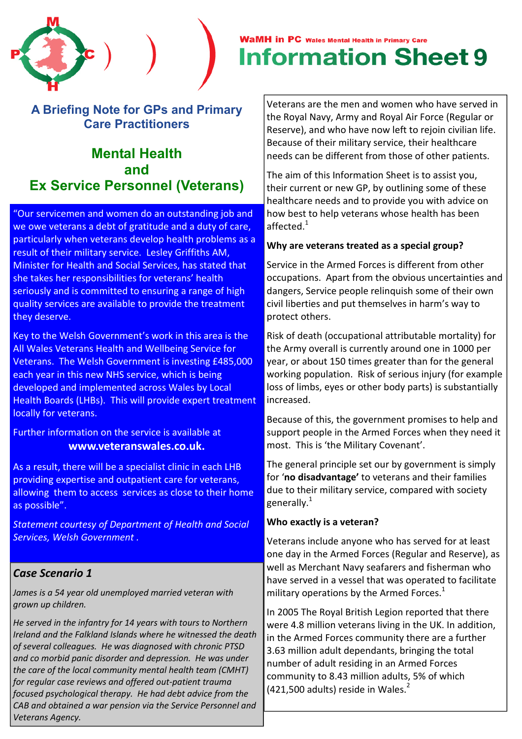WaMH in PC Wales Mental Health in Primary Care

# Information Sheet 9

## A Briefing Note for GPs and Primary Care Practitioners

## Mental Health and Ex Service Personnel (Veterans)

"Our servicemen and women do an outstanding job and we owe veterans a debt of gratitude and a duty of care, particularly when veterans develop health problems as a result of their military service. Lesley Griffiths AM, Minister for Health and Social Services, has stated that she takes her responsibilities for veterans' health seriously and is committed to ensuring a range of high quality services are available to provide the treatment they deserve.

Key to the Welsh Government's work in this area is the All Wales Veterans Health and Wellbeing Service for Veterans. The Welsh Government is investing £485,000 each year in this new NHS service, which is being developed and implemented across Wales by Local Health Boards (LHBs). This will provide expert treatment locally for veterans.

Further information on the service is available at **www.veteranswales.co.uk.**

As a result, there will be a specialist clinic in each LHB providing expertise and outpatient care for veterans, allowing them to access services as close to their home as possible".

*Statement courtesy of Department of Health and Social Services, Welsh Government .*

### *Case Scenario 1*

*James is a 54 year old unemployed married veteran with grown up children.*

*He served in the infantry for 14 years with tours to Northern Ireland and the Falkland Islands where he witnessed the death of several colleagues. He was diagnosed with chronic PTSD and co morbid panic disorder and depression. He was under the care of the local community mental health team (CMHT) for regular case reviews and offered out-patient trauma focused psychological therapy. He had debt advice from the CAB and obtained a war pension via the Service Personnel and Veterans Agency.*

Veterans are the men and women who have served in the Royal Navy, Army and Royal Air Force (Regular or Reserve), and who have now left to rejoin civilian life. Because of their military service, their healthcare needs can be different from those of other patients.

The aim of this Information Sheet is to assist you, their current or new GP, by outlining some of these healthcare needs and to provide you with advice on how best to help veterans whose health has been affected.[1]

**Why are veterans treated as a special group?**

Service in the Armed Forces is different from other occupations. Apart from the obvious uncertainties and dangers, Service people relinquish some of their own civil liberties and put themselves in harm's way to protect others.

Risk of death (occupational attributable mortality) for the Army overall is currently around one in 1000 per year, or about 150 times greater than for the general working population. Risk of serious injury (for example loss of limbs, eyes or other body parts) is substantially increased.

Because of this, the government promises to help and support people in the Armed Forces when they need it most. This is 'the Military Covenant'.

The general principle set our by government is simply for '**no disadvantage'** to veterans and their families due to their military service, compared with society generally.[1]

**Who exactly is a veteran?**

Veterans include anyone who has served for at least one day in the Armed Forces (Regular and Reserve), as well as Merchant Navy seafarers and fisherman who have served in a vessel that was operated to facilitate military operations by the Armed Forces.[1]

In 2005 The Royal British Legion reported that there were 4.8 million veterans living in the UK. In addition, in the Armed Forces community there are a further 3.63 million adult dependants, bringing the total number of adult residing in an Armed Forces community to 8.43 million adults, 5% of which (421,500 adults) reside in Wales.[2]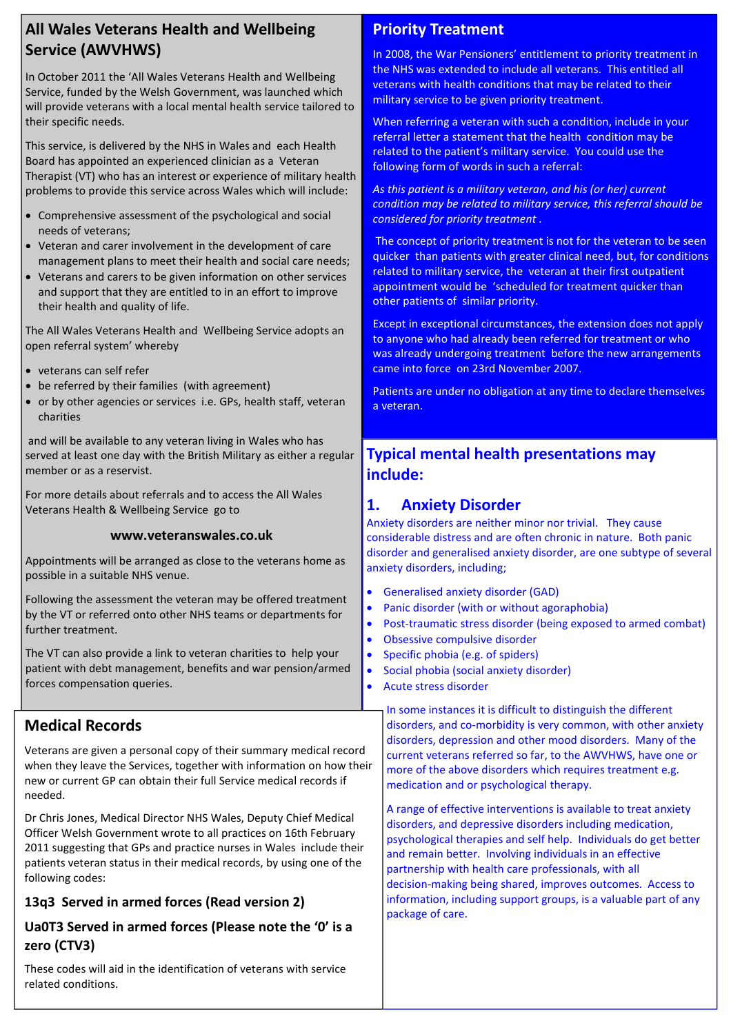## All Wales Veterans Health and Wellbeing Service (AWVHWS)

In October 2011 the 'All Wales Veterans Health and Wellbeing Service, funded by the Welsh Government, was launched which will provide veterans with a local mental health service tailored to their specific needs.

This service, is delivered by the NHS in Wales and each Health Board has appointed an experienced clinician as a Veteran Therapist (VT) who has an interest or experience of military health problems to provide this service across Wales which will include:

- Comprehensive assessment of the psychological and social needs of veterans;
- Veteran and carer involvement in the development of care management plans to meet their health and social care needs;
- Veterans and carers to be given information on other services and support that they are entitled to in an effort to improve their health and quality of life.

The All Wales Veterans Health and Wellbeing Service adopts an open referral system' whereby

- veterans can self refer
- be referred by their families (with agreement)
- or by other agencies or services i.e. GPs, health staff, veteran charities

and will be available to any veteran living in Wales who has served at least one day with the British Military as either a regular member or as a reservist.

For more details about referrals and to access the All Wales Veterans Health & Wellbeing Service go to

**www.veteranswales.co.uk**

Appointments will be arranged as close to the veterans home as possible in a suitable NHS venue.

Following the assessment the veteran may be offered treatment by the VT or referred onto other NHS teams or departments for further treatment.

The VT can also provide a link to veteran charities to help your patient with debt management, benefits and war pension/armed forces compensation queries.

## Medical Records

Veterans are given a personal copy of their summary medical record when they leave the Services, together with information on how their new or current GP can obtain their full Service medical records if needed.

Dr Chris Jones, Medical Director NHS Wales, Deputy Chief Medical Officer Welsh Government wrote to all practices on 16th February 2011 suggesting that GPs and practice nurses in Wales include their patients veteran status in their medical records, by using one of the following codes:

**13q3 Served in armed forces (Read version 2)**

**Ua0T3 Served in armed forces (Please note the '0' is a zero (CTV3)**

These codes will aid in the identification of veterans with service related conditions.

## Priority Treatment

In 2008, the War Pensioners' entitlement to priority treatment in the NHS was extended to include all veterans. This entitled all veterans with health conditions that may be related to their military service to be given priority treatment.

When referring a veteran with such a condition, include in your referral letter a statement that the health condition may be related to the patient's military service. You could use the following form of words in such a referral:

*As this patient is a military veteran, and his (or her) current condition may be related to military service, this referral should be considered for priority treatment .*

The concept of priority treatment is not for the veteran to be seen quicker than patients with greater clinical need, but, for conditions related to military service, the veteran at their first outpatient appointment would be 'scheduled for treatment quicker than other patients of similar priority.

Except in exceptional circumstances, the extension does not apply to anyone who had already been referred for treatment or who was already undergoing treatment before the new arrangements came into force on 23rd November 2007.

Patients are under no obligation at any time to declare themselves a veteran.

## Typical mental health presentations may include:

### 1. Anxiety Disorder

Anxiety disorders are neither minor nor trivial. They cause considerable distress and are often chronic in nature. Both panic disorder and generalised anxiety disorder, are one subtype of several anxiety disorders, including;

- Generalised anxiety disorder (GAD)
- Panic disorder (with or without agoraphobia)
- Post-traumatic stress disorder (being exposed to armed combat)
- Obsessive compulsive disorder
- Specific phobia (e.g. of spiders)
- Social phobia (social anxiety disorder)
- Acute stress disorder

In some instances it is difficult to distinguish the different disorders, and co-morbidity is very common, with other anxiety disorders, depression and other mood disorders. Many of the current veterans referred so far, to the AWVHWS, have one or more of the above disorders which requires treatment e.g. medication and or psychological therapy.

A range of effective interventions is available to treat anxiety disorders, and depressive disorders including medication, psychological therapies and self help. Individuals do get better and remain better. Involving individuals in an effective partnership with health care professionals, with all decision-making being shared, improves outcomes. Access to information, including support groups, is a valuable part of any package of care.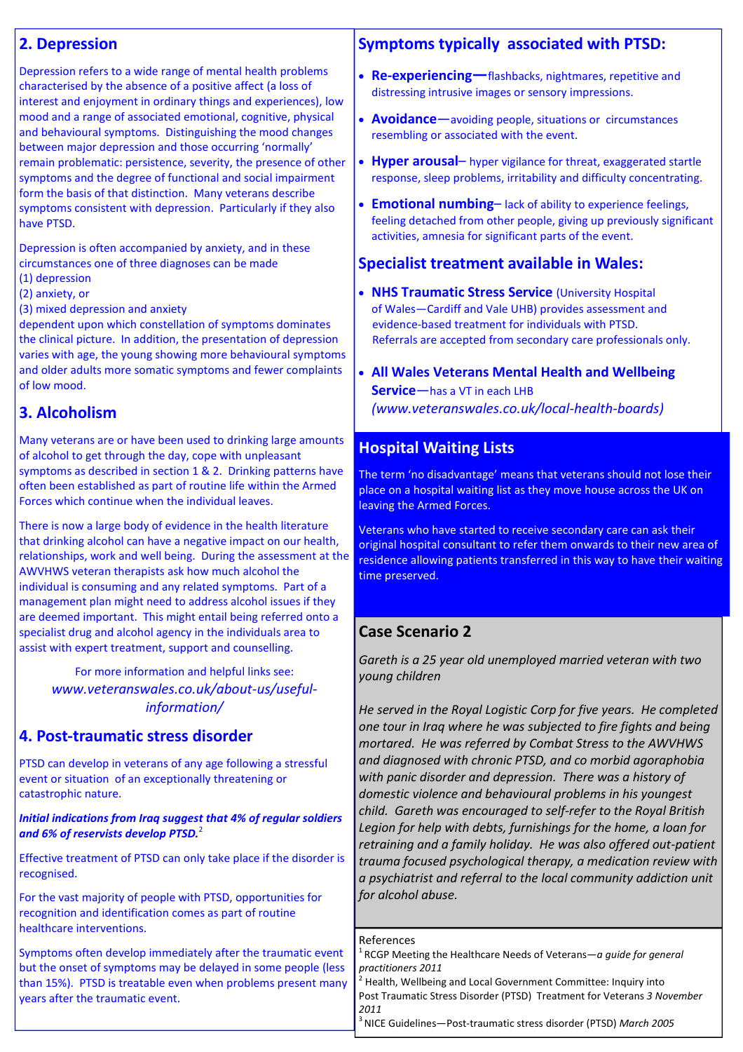## 2. Depression

Depression refers to a wide range of mental health problems characterised by the absence of a positive affect (a loss of interest and enjoyment in ordinary things and experiences), low mood and a range of associated emotional, cognitive, physical and behavioural symptoms. Distinguishing the mood changes between major depression and those occurring 'normally' remain problematic: persistence, severity, the presence of other symptoms and the degree of functional and social impairment form the basis of that distinction. Many veterans describe symptoms consistent with depression. Particularly if they also have PTSD.

Depression is often accompanied by anxiety, and in these circumstances one of three diagnoses can be made
(1) depression
(2) anxiety, or
(3) mixed depression and anxiety
dependent upon which constellation of symptoms dominates the clinical picture. In addition, the presentation of depression varies with age, the young showing more behavioural symptoms and older adults more somatic symptoms and fewer complaints of low mood.

## 3. Alcoholism

Many veterans are or have been used to drinking large amounts of alcohol to get through the day, cope with unpleasant symptoms as described in section 1 & 2. Drinking patterns have often been established as part of routine life within the Armed Forces which continue when the individual leaves.

There is now a large body of evidence in the health literature that drinking alcohol can have a negative impact on our health, relationships, work and well being. During the assessment at the AWVHWS veteran therapists ask how much alcohol the individual is consuming and any related symptoms. Part of a management plan might need to address alcohol issues if they are deemed important. This might entail being referred onto a specialist drug and alcohol agency in the individuals area to assist with expert treatment, support and counselling.

For more information and helpful links see: *www.veteranswales.co.uk/about-us/useful-information/*

## 4. Post-traumatic stress disorder

PTSD can develop in veterans of any age following a stressful event or situation of an exceptionally threatening or catastrophic nature.

***Initial indications from Iraq suggest that 4% of regular soldiers and 6% of reservists develop PTSD.***[2]

Effective treatment of PTSD can only take place if the disorder is recognised.

For the vast majority of people with PTSD, opportunities for recognition and identification comes as part of routine healthcare interventions.

Symptoms often develop immediately after the traumatic event but the onset of symptoms may be delayed in some people (less than 15%). PTSD is treatable even when problems present many years after the traumatic event.

## Symptoms typically associated with PTSD:

- **Re-experiencing**—flashbacks, nightmares, repetitive and distressing intrusive images or sensory impressions.
- **Avoidance**—avoiding people, situations or circumstances resembling or associated with the event.
- **Hyper arousal**– hyper vigilance for threat, exaggerated startle response, sleep problems, irritability and difficulty concentrating.
- **Emotional numbing**– lack of ability to experience feelings, feeling detached from other people, giving up previously significant activities, amnesia for significant parts of the event.

## Specialist treatment available in Wales:

- **NHS Traumatic Stress Service** (University Hospital of Wales—Cardiff and Vale UHB) provides assessment and evidence-based treatment for individuals with PTSD. Referrals are accepted from secondary care professionals only.
- **All Wales Veterans Mental Health and Wellbeing Service**—has a VT in each LHB *(www.veteranswales.co.uk/local-health-boards)*

## Hospital Waiting Lists

The term 'no disadvantage' means that veterans should not lose their place on a hospital waiting list as they move house across the UK on leaving the Armed Forces.

Veterans who have started to receive secondary care can ask their original hospital consultant to refer them onwards to their new area of residence allowing patients transferred in this way to have their waiting time preserved.

## Case Scenario 2

*Gareth is a 25 year old unemployed married veteran with two young children*

*He served in the Royal Logistic Corp for five years. He completed one tour in Iraq where he was subjected to fire fights and being mortared. He was referred by Combat Stress to the AWVHWS and diagnosed with chronic PTSD, and co morbid agoraphobia with panic disorder and depression. There was a history of domestic violence and behavioural problems in his youngest child. Gareth was encouraged to self-refer to the Royal British Legion for help with debts, furnishings for the home, a loan for retraining and a family holiday. He was also offered out-patient trauma focused psychological therapy, a medication review with a psychiatrist and referral to the local community addiction unit for alcohol abuse.*

References
[1] RCGP Meeting the Healthcare Needs of Veterans—*a guide for general practitioners 2011*
[2] Health, Wellbeing and Local Government Committee: Inquiry into Post Traumatic Stress Disorder (PTSD) Treatment for Veterans *3 November 2011*
[3] NICE Guidelines—Post-traumatic stress disorder (PTSD) *March 2005*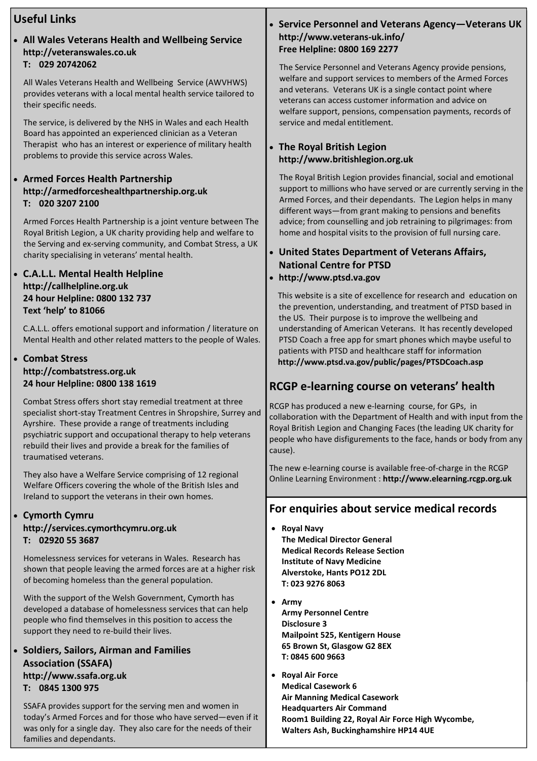## Useful Links

- **All Wales Veterans Health and Wellbeing Service**
  **http://veteranswales.co.uk**
  **T: 029 20742062**

  All Wales Veterans Health and Wellbeing Service (AWVHWS) provides veterans with a local mental health service tailored to their specific needs.

  The service, is delivered by the NHS in Wales and each Health Board has appointed an experienced clinician as a Veteran Therapist who has an interest or experience of military health problems to provide this service across Wales.

- **Armed Forces Health Partnership**
  **http://armedforceshealthpartnership.org.uk**
  **T: 020 3207 2100**

  Armed Forces Health Partnership is a joint venture between The Royal British Legion, a UK charity providing help and welfare to the Serving and ex-serving community, and Combat Stress, a UK charity specialising in veterans' mental health.

- **C.A.L.L. Mental Health Helpline**
  **http://callhelpline.org.uk**
  **24 hour Helpline: 0800 132 737**
  **Text 'help' to 81066**

  C.A.L.L. offers emotional support and information / literature on Mental Health and other related matters to the people of Wales.

- **Combat Stress**
  **http://combatstress.org.uk**
  **24 hour Helpline: 0800 138 1619**

  Combat Stress offers short stay remedial treatment at three specialist short-stay Treatment Centres in Shropshire, Surrey and Ayrshire. These provide a range of treatments including psychiatric support and occupational therapy to help veterans rebuild their lives and provide a break for the families of traumatised veterans.

  They also have a Welfare Service comprising of 12 regional Welfare Officers covering the whole of the British Isles and Ireland to support the veterans in their own homes.

- **Cymorth Cymru**
  **http://services.cymorthcymru.org.uk**
  **T: 02920 55 3687**

  Homelessness services for veterans in Wales. Research has shown that people leaving the armed forces are at a higher risk of becoming homeless than the general population.

  With the support of the Welsh Government, Cymorth has developed a database of homelessness services that can help people who find themselves in this position to access the support they need to re-build their lives.

- **Soldiers, Sailors, Airman and Families Association (SSAFA)**
  **http://www.ssafa.org.uk**
  **T: 0845 1300 975**

  SSAFA provides support for the serving men and women in today's Armed Forces and for those who have served—even if it was only for a single day. They also care for the needs of their families and dependants.

- **Service Personnel and Veterans Agency—Veterans UK**
  **http://www.veterans-uk.info/**
  **Free Helpline: 0800 169 2277**

  The Service Personnel and Veterans Agency provide pensions, welfare and support services to members of the Armed Forces and veterans. Veterans UK is a single contact point where veterans can access customer information and advice on welfare support, pensions, compensation payments, records of service and medal entitlement.

- **The Royal British Legion**
  **http://www.britishlegion.org.uk**

  The Royal British Legion provides financial, social and emotional support to millions who have served or are currently serving in the Armed Forces, and their dependants. The Legion helps in many different ways—from grant making to pensions and benefits advice; from counselling and job retraining to pilgrimages: from home and hospital visits to the provision of full nursing care.

- **United States Department of Veterans Affairs, National Centre for PTSD**
- **http://www.ptsd.va.gov**

  This website is a site of excellence for research and education on the prevention, understanding, and treatment of PTSD based in the US. Their purpose is to improve the wellbeing and understanding of American Veterans. It has recently developed PTSD Coach a free app for smart phones which maybe useful to patients with PTSD and healthcare staff for information
  **http://www.ptsd.va.gov/public/pages/PTSDCoach.asp**

## RCGP e-learning course on veterans' health

RCGP has produced a new e-learning course, for GPs, in collaboration with the Department of Health and with input from the Royal British Legion and Changing Faces (the leading UK charity for people who have disfigurements to the face, hands or body from any cause).

The new e-learning course is available free-of-charge in the RCGP Online Learning Environment : **http://www.elearning.rcgp.org.uk**

## For enquiries about service medical records

- **Royal Navy**
  **The Medical Director General**
  **Medical Records Release Section**
  **Institute of Navy Medicine**
  **Alverstoke, Hants PO12 2DL**
  **T: 023 9276 8063**

- **Army**
  **Army Personnel Centre**
  **Disclosure 3**
  **Mailpoint 525, Kentigern House**
  **65 Brown St, Glasgow G2 8EX**
  **T: 0845 600 9663**

- **Royal Air Force**
  **Medical Casework 6**
  **Air Manning Medical Casework**
  **Headquarters Air Command**
  **Room1 Building 22, Royal Air Force High Wycombe,**
  **Walters Ash, Buckinghamshire HP14 4UE**